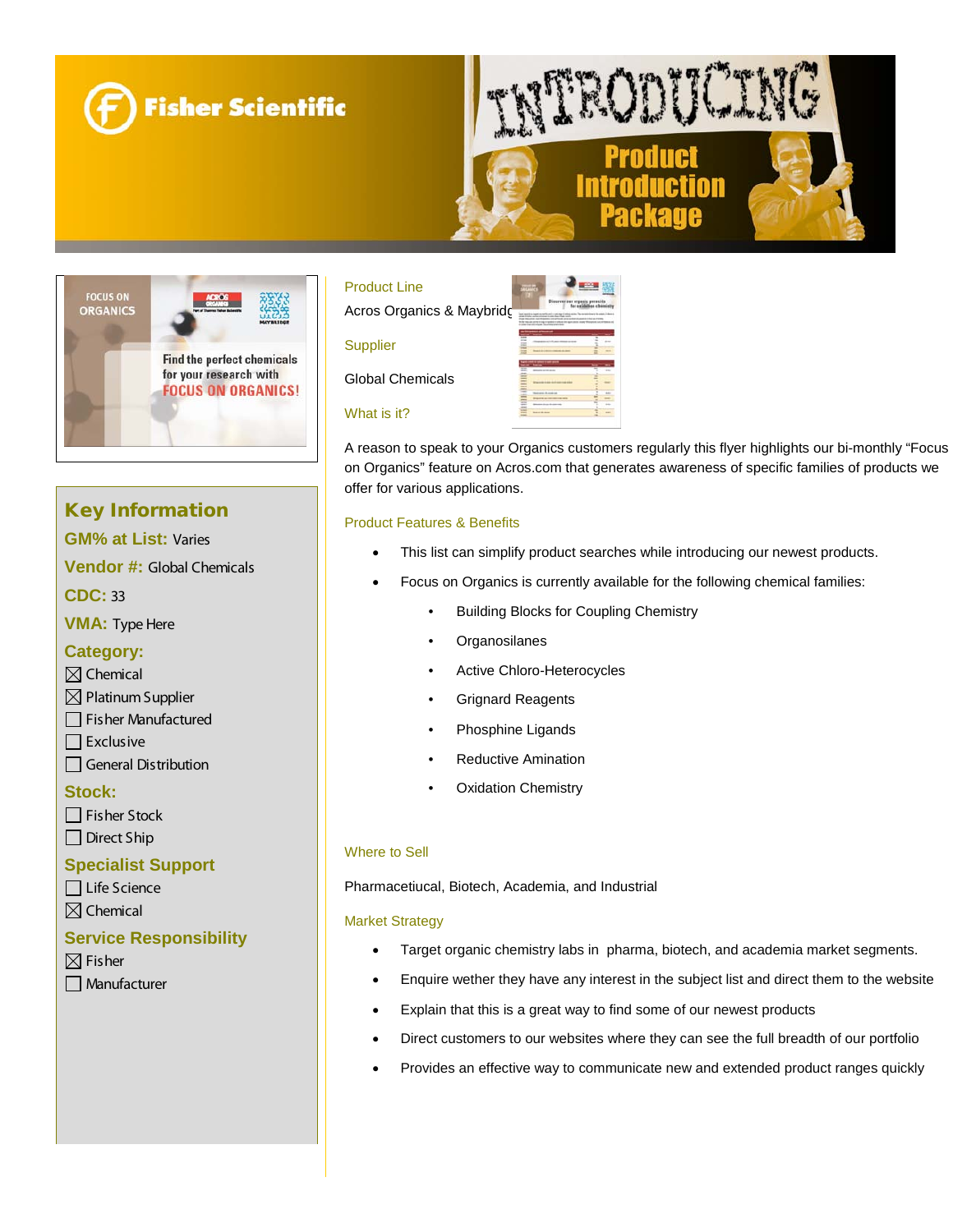Fisher Scientific

# INTRODUCING Product Introduction Package

## Key Information

**GM% at List:** Varies

**Vendor #:** Global Chemicals

**CDC:** 33

**VMA:** Type Here

**Category:**

- ☒ Chemical
- ☒ Platinum Supplier
- ☐ Fisher Manufactured
- ☐ Exclusive
- ☐ General Distribution

**Stock:**

- ☐ Fisher Stock
- ☐ Direct Ship

**Specialist Support**

- ☐ Life Science
- ☒ Chemical

**Service Responsibility**

- ☒ Fisher
- ☐ Manufacturer

### Product Line

Acros Organics & Maybridge

### Supplier

Global Chemicals

### What is it?

A reason to speak to your Organics customers regularly this flyer highlights our bi-monthly "Focus on Organics" feature on Acros.com that generates awareness of specific families of products we offer for various applications.

### Product Features & Benefits

- This list can simplify product searches while introducing our newest products.
- Focus on Organics is currently available for the following chemical families:
  - Building Blocks for Coupling Chemistry
  - Organosilanes
  - Active Chloro-Heterocycles
  - Grignard Reagents
  - Phosphine Ligands
  - Reductive Amination
  - Oxidation Chemistry

### Where to Sell

Pharmacetiucal, Biotech, Academia, and Industrial

### Market Strategy

- Target organic chemistry labs in pharma, biotech, and academia market segments.
- Enquire wether they have any interest in the subject list and direct them to the website
- Explain that this is a great way to find some of our newest products
- Direct customers to our websites where they can see the full breadth of our portfolio
- Provides an effective way to communicate new and extended product ranges quickly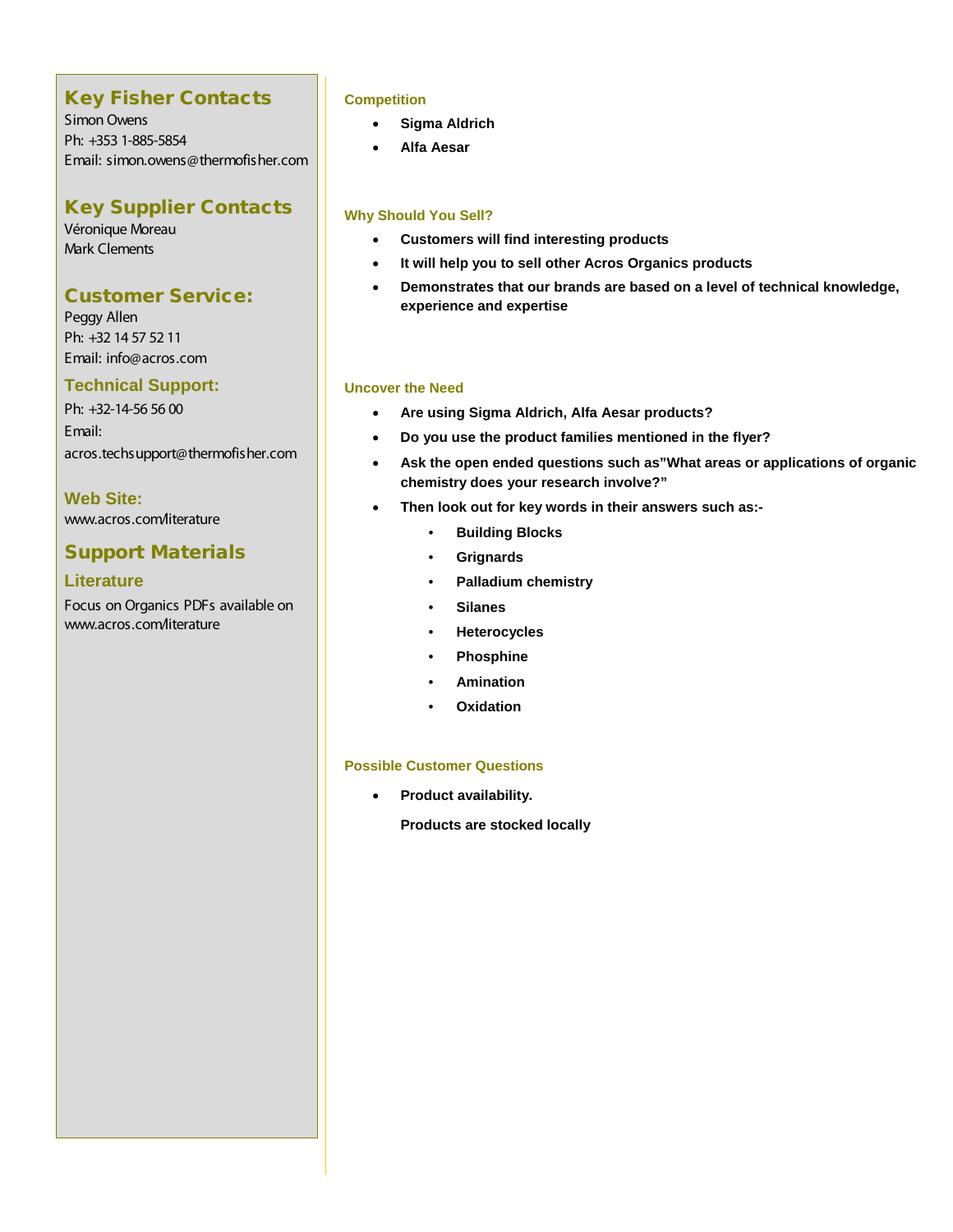## Key Fisher Contacts

Simon Owens
Ph: +353 1-885-5854
Email: simon.owens@thermofisher.com

## Key Supplier Contacts

Véronique Moreau
Mark Clements

## Customer Service:

Peggy Allen
Ph: +32 14 57 52 11
Email: info@acros.com

### Technical Support:

Ph: +32-14-56 56 00
Email:
acros.techsupport@thermofisher.com

### Web Site:

www.acros.com/literature

## Support Materials

### Literature

Focus on Organics PDFs available on www.acros.com/literature

### Competition

- **Sigma Aldrich**
- **Alfa Aesar**

### Why Should You Sell?

- **Customers will find interesting products**
- **It will help you to sell other Acros Organics products**
- **Demonstrates that our brands are based on a level of technical knowledge, experience and expertise**

### Uncover the Need

- **Are using Sigma Aldrich, Alfa Aesar products?**
- **Do you use the product families mentioned in the flyer?**
- **Ask the open ended questions such as"What areas or applications of organic chemistry does your research involve?"**
- **Then look out for key words in their answers such as:-**
  - **Building Blocks**
  - **Grignards**
  - **Palladium chemistry**
  - **Silanes**
  - **Heterocycles**
  - **Phosphine**
  - **Amination**
  - **Oxidation**

### Possible Customer Questions

- **Product availability.**

  **Products are stocked locally**